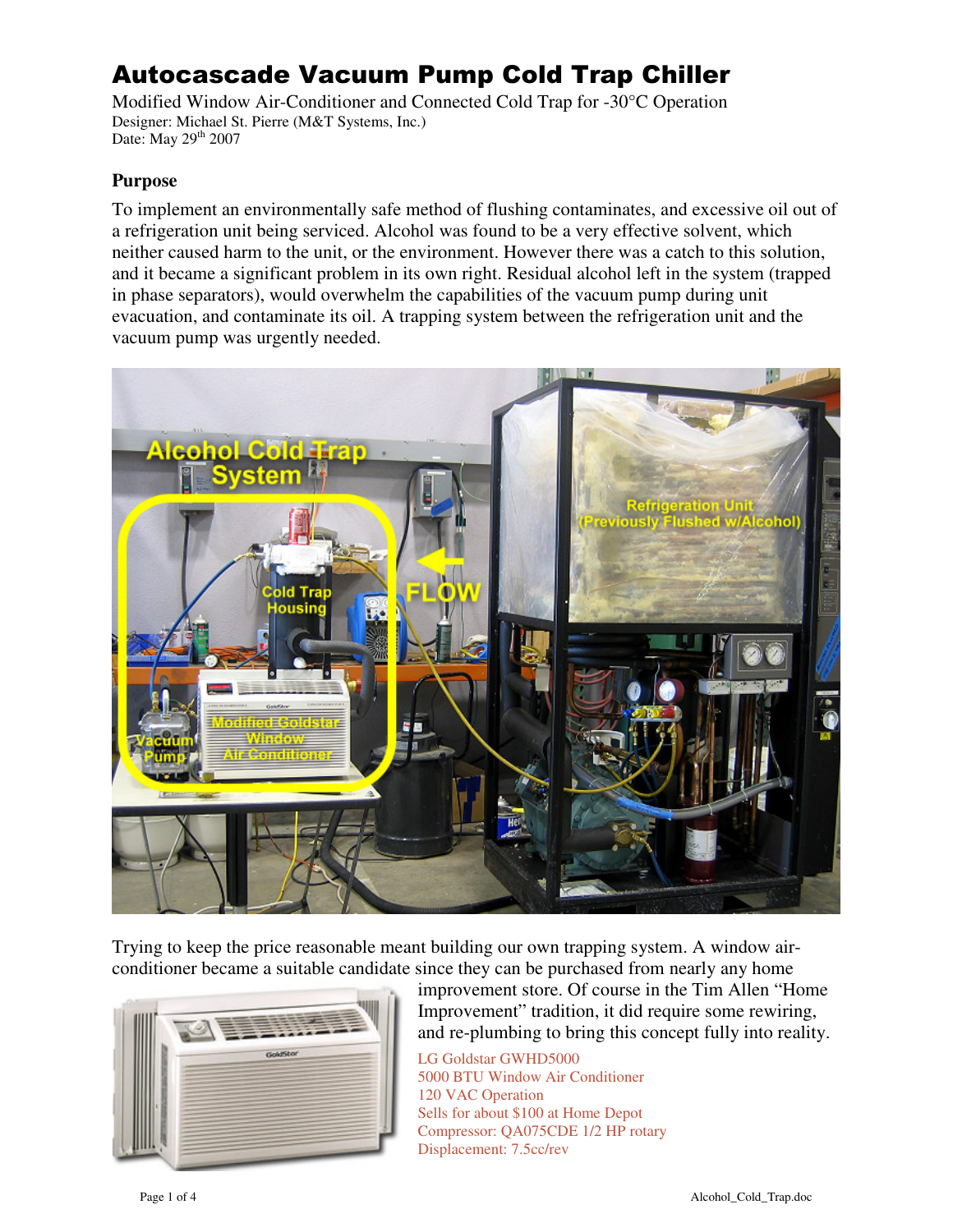# Autocascade Vacuum Pump Cold Trap Chiller

Modified Window Air-Conditioner and Connected Cold Trap for -30°C Operation
Designer: Michael St. Pierre (M&T Systems, Inc.)
Date: May 29th 2007

### Purpose

To implement an environmentally safe method of flushing contaminates, and excessive oil out of a refrigeration unit being serviced. Alcohol was found to be a very effective solvent, which neither caused harm to the unit, or the environment. However there was a catch to this solution, and it became a significant problem in its own right. Residual alcohol left in the system (trapped in phase separators), would overwhelm the capabilities of the vacuum pump during unit evacuation, and contaminate its oil. A trapping system between the refrigeration unit and the vacuum pump was urgently needed.

Trying to keep the price reasonable meant building our own trapping system. A window air-conditioner became a suitable candidate since they can be purchased from nearly any home improvement store. Of course in the Tim Allen "Home Improvement" tradition, it did require some rewiring, and re-plumbing to bring this concept fully into reality.

LG Goldstar GWHD5000
5000 BTU Window Air Conditioner
120 VAC Operation
Sells for about $100 at Home Depot
Compressor: QA075CDE 1/2 HP rotary
Displacement: 7.5cc/rev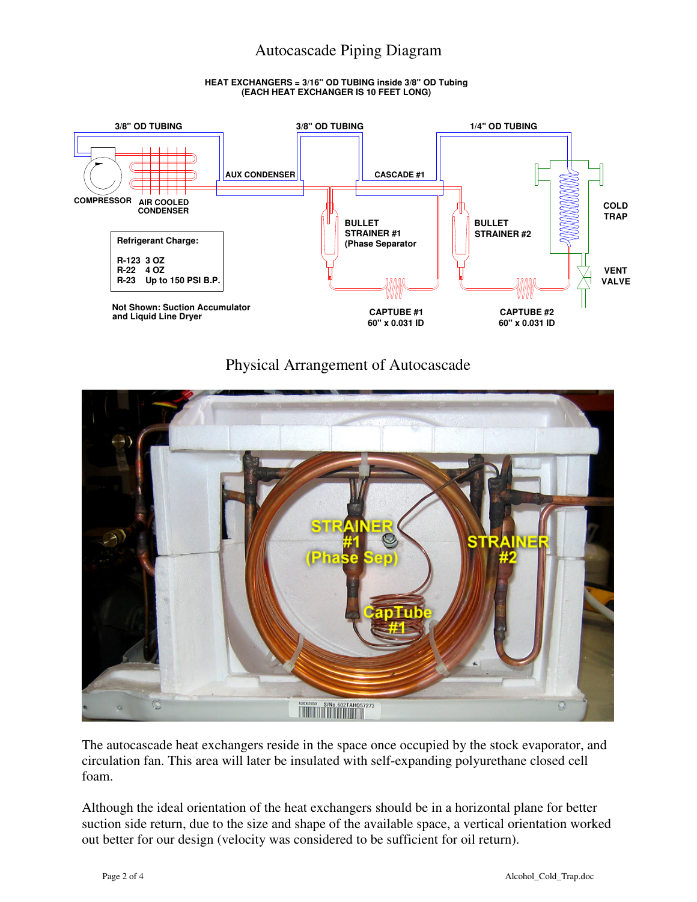# Autocascade Piping Diagram

**HEAT EXCHANGERS = 3/16" OD TUBING inside 3/8" OD Tubing**
**(EACH HEAT EXCHANGER IS 10 FEET LONG)**

3/8" OD TUBING

3/8" OD TUBING

1/4" OD TUBING

COMPRESSOR

AIR COOLED CONDENSER

AUX CONDENSER

CASCADE #1

BULLET STRAINER #1 (Phase Separator

BULLET STRAINER #2

COLD TRAP

VENT VALVE

Refrigerant Charge:

R-123 3 OZ
R-22 4 OZ
R-23 Up to 150 PSI B.P.

Not Shown: Suction Accumulator and Liquid Line Dryer

CAPTUBE #1
60" x 0.031 ID

CAPTUBE #2
60" x 0.031 ID

# Physical Arrangement of Autocascade

STRAINER #1 (Phase Sep)

STRAINER #2

CapTube #1

The autocascade heat exchangers reside in the space once occupied by the stock evaporator, and circulation fan. This area will later be insulated with self-expanding polyurethane closed cell foam.

Although the ideal orientation of the heat exchangers should be in a horizontal plane for better suction side return, due to the size and shape of the available space, a vertical orientation worked out better for our design (velocity was considered to be sufficient for oil return).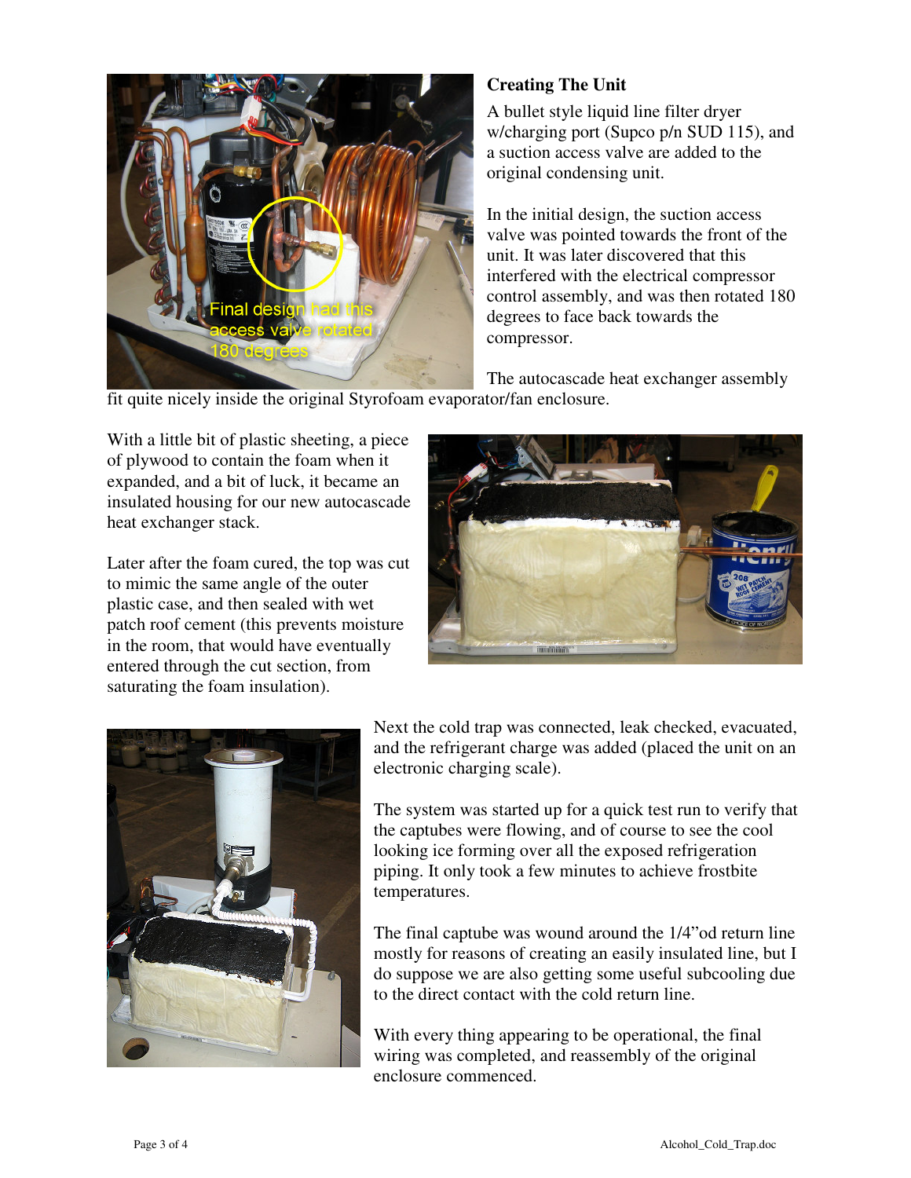### Creating The Unit

A bullet style liquid line filter dryer w/charging port (Supco p/n SUD 115), and a suction access valve are added to the original condensing unit.

In the initial design, the suction access valve was pointed towards the front of the unit. It was later discovered that this interfered with the electrical compressor control assembly, and was then rotated 180 degrees to face back towards the compressor.

The autocascade heat exchanger assembly fit quite nicely inside the original Styrofoam evaporator/fan enclosure.

With a little bit of plastic sheeting, a piece of plywood to contain the foam when it expanded, and a bit of luck, it became an insulated housing for our new autocascade heat exchanger stack.

Later after the foam cured, the top was cut to mimic the same angle of the outer plastic case, and then sealed with wet patch roof cement (this prevents moisture in the room, that would have eventually entered through the cut section, from saturating the foam insulation).

Next the cold trap was connected, leak checked, evacuated, and the refrigerant charge was added (placed the unit on an electronic charging scale).

The system was started up for a quick test run to verify that the captubes were flowing, and of course to see the cool looking ice forming over all the exposed refrigeration piping. It only took a few minutes to achieve frostbite temperatures.

The final captube was wound around the 1/4"od return line mostly for reasons of creating an easily insulated line, but I do suppose we are also getting some useful subcooling due to the direct contact with the cold return line.

With every thing appearing to be operational, the final wiring was completed, and reassembly of the original enclosure commenced.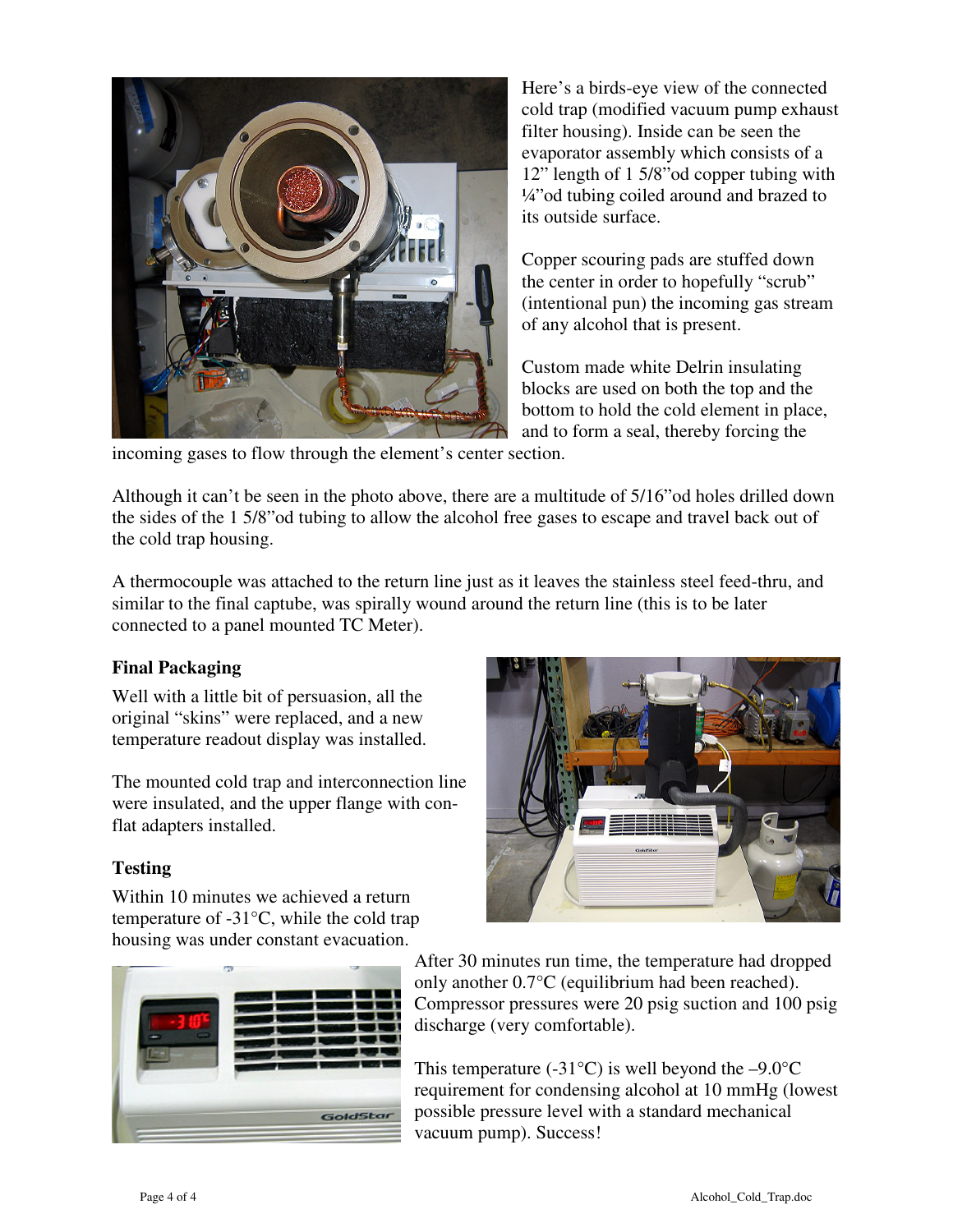Here's a birds-eye view of the connected cold trap (modified vacuum pump exhaust filter housing). Inside can be seen the evaporator assembly which consists of a 12" length of 1 5/8"od copper tubing with ¼"od tubing coiled around and brazed to its outside surface.

Copper scouring pads are stuffed down the center in order to hopefully "scrub" (intentional pun) the incoming gas stream of any alcohol that is present.

Custom made white Delrin insulating blocks are used on both the top and the bottom to hold the cold element in place, and to form a seal, thereby forcing the incoming gases to flow through the element's center section.

Although it can't be seen in the photo above, there are a multitude of 5/16"od holes drilled down the sides of the 1 5/8"od tubing to allow the alcohol free gases to escape and travel back out of the cold trap housing.

A thermocouple was attached to the return line just as it leaves the stainless steel feed-thru, and similar to the final captube, was spirally wound around the return line (this is to be later connected to a panel mounted TC Meter).

**Final Packaging**

Well with a little bit of persuasion, all the original "skins" were replaced, and a new temperature readout display was installed.

The mounted cold trap and interconnection line were insulated, and the upper flange with con-flat adapters installed.

**Testing**

Within 10 minutes we achieved a return temperature of -31°C, while the cold trap housing was under constant evacuation.

After 30 minutes run time, the temperature had dropped only another 0.7°C (equilibrium had been reached). Compressor pressures were 20 psig suction and 100 psig discharge (very comfortable).

This temperature (-31°C) is well beyond the –9.0°C requirement for condensing alcohol at 10 mmHg (lowest possible pressure level with a standard mechanical vacuum pump). Success!